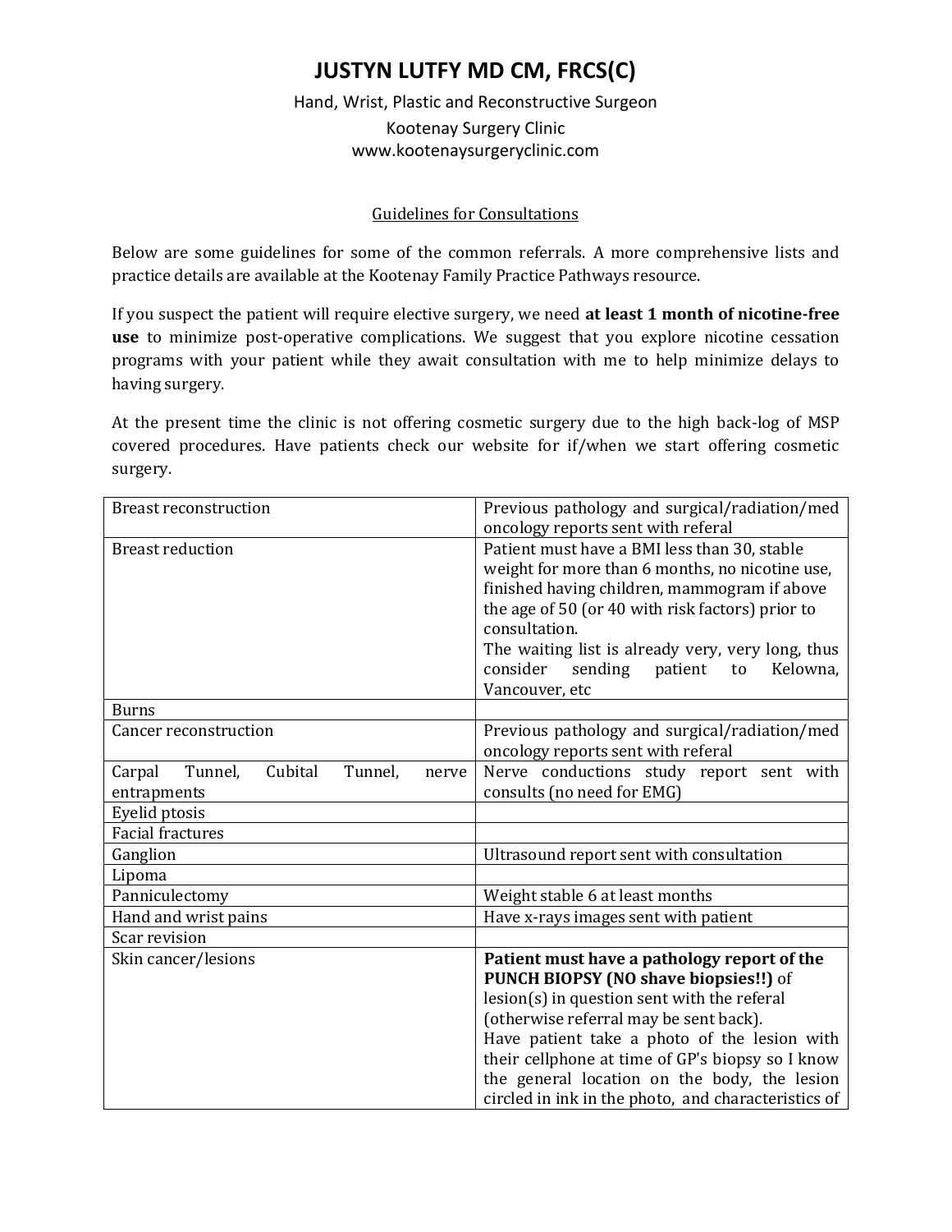# JUSTYN LUTFY MD CM, FRCS(C)

Hand, Wrist, Plastic and Reconstructive Surgeon

Kootenay Surgery Clinic

www.kootenaysurgeryclinic.com

## Guidelines for Consultations

Below are some guidelines for some of the common referrals. A more comprehensive lists and practice details are available at the Kootenay Family Practice Pathways resource.

If you suspect the patient will require elective surgery, we need **at least 1 month of nicotine-free use** to minimize post-operative complications. We suggest that you explore nicotine cessation programs with your patient while they await consultation with me to help minimize delays to having surgery.

At the present time the clinic is not offering cosmetic surgery due to the high back-log of MSP covered procedures. Have patients check our website for if/when we start offering cosmetic surgery.

| | |
|---|---|
| Breast reconstruction | Previous pathology and surgical/radiation/med oncology reports sent with referal |
| Breast reduction | Patient must have a BMI less than 30, stable weight for more than 6 months, no nicotine use, finished having children, mammogram if above the age of 50 (or 40 with risk factors) prior to consultation.<br>The waiting list is already very, very long, thus consider sending patient to Kelowna, Vancouver, etc |
| Burns | |
| Cancer reconstruction | Previous pathology and surgical/radiation/med oncology reports sent with referal |
| Carpal Tunnel, Cubital Tunnel, nerve entrapments | Nerve conductions study report sent with consults (no need for EMG) |
| Eyelid ptosis | |
| Facial fractures | |
| Ganglion | Ultrasound report sent with consultation |
| Lipoma | |
| Panniculectomy | Weight stable 6 at least months |
| Hand and wrist pains | Have x-rays images sent with patient |
| Scar revision | |
| Skin cancer/lesions | **Patient must have a pathology report of the PUNCH BIOPSY (NO shave biopsies!!)** of lesion(s) in question sent with the referal (otherwise referral may be sent back).<br>Have patient take a photo of the lesion with their cellphone at time of GP's biopsy so I know the general location on the body, the lesion circled in ink in the photo, and characteristics of |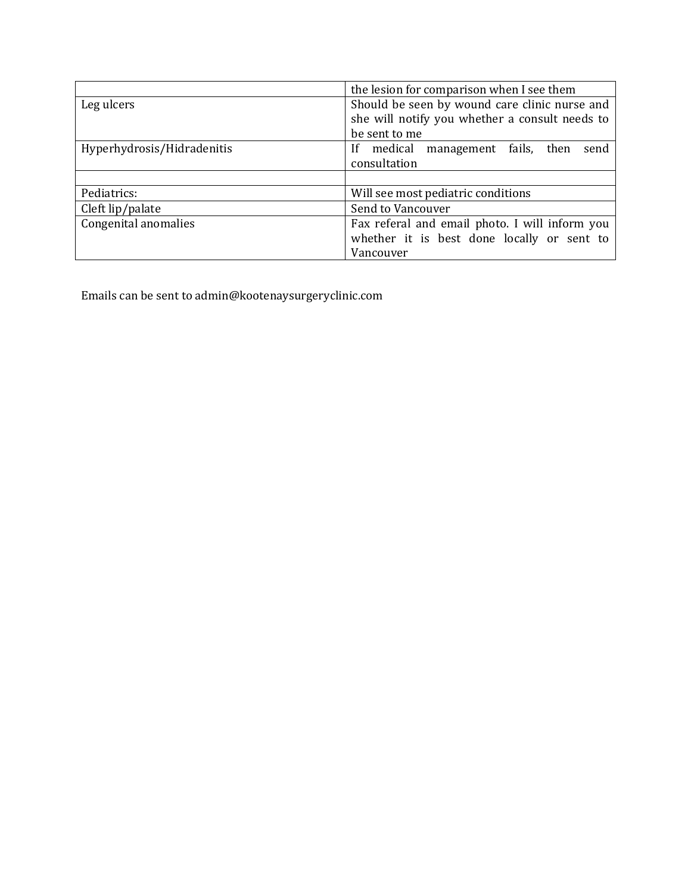| | |
|---|---|
| | the lesion for comparison when I see them |
| Leg ulcers | Should be seen by wound care clinic nurse and she will notify you whether a consult needs to be sent to me |
| Hyperhydrosis/Hidradenitis | If medical management fails, then send consultation |
| | |
| Pediatrics: | Will see most pediatric conditions |
| Cleft lip/palate | Send to Vancouver |
| Congenital anomalies | Fax referal and email photo. I will inform you whether it is best done locally or sent to Vancouver |

Emails can be sent to admin@kootenaysurgeryclinic.com